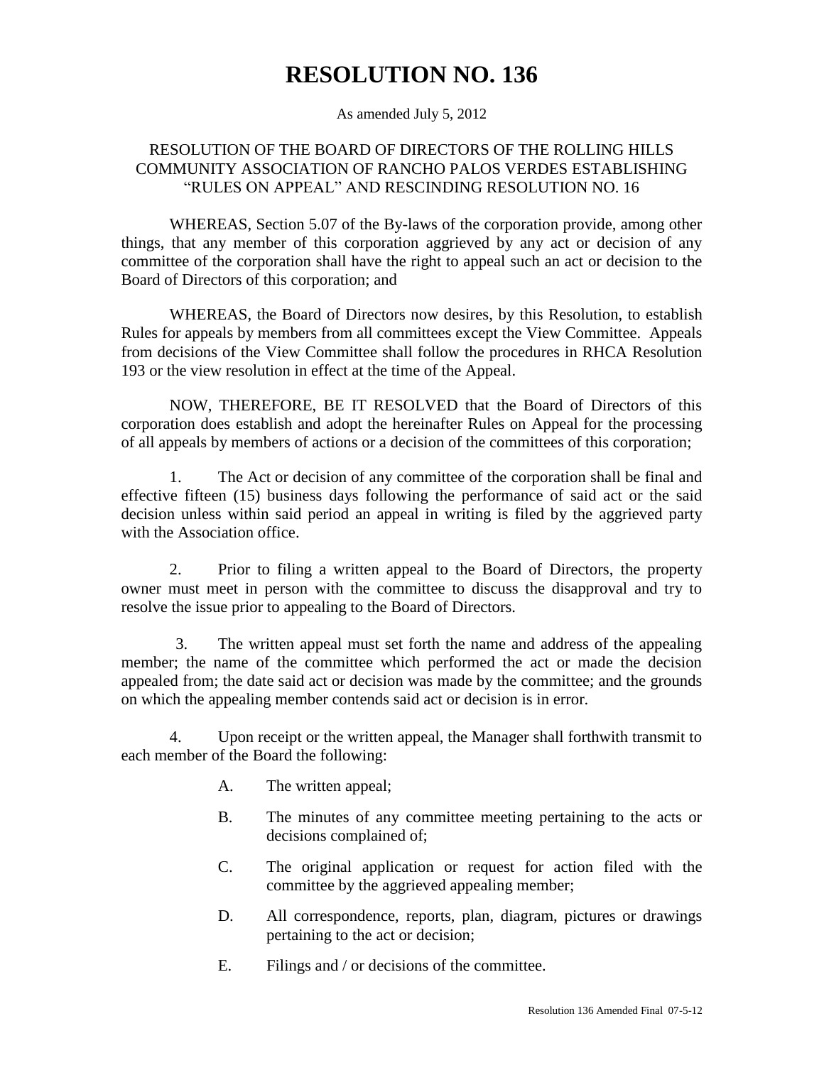# RESOLUTION NO. 136

As amended July 5, 2012

RESOLUTION OF THE BOARD OF DIRECTORS OF THE ROLLING HILLS COMMUNITY ASSOCIATION OF RANCHO PALOS VERDES ESTABLISHING "RULES ON APPEAL" AND RESCINDING RESOLUTION NO. 16

WHEREAS, Section 5.07 of the By-laws of the corporation provide, among other things, that any member of this corporation aggrieved by any act or decision of any committee of the corporation shall have the right to appeal such an act or decision to the Board of Directors of this corporation; and

WHEREAS, the Board of Directors now desires, by this Resolution, to establish Rules for appeals by members from all committees except the View Committee. Appeals from decisions of the View Committee shall follow the procedures in RHCA Resolution 193 or the view resolution in effect at the time of the Appeal.

NOW, THEREFORE, BE IT RESOLVED that the Board of Directors of this corporation does establish and adopt the hereinafter Rules on Appeal for the processing of all appeals by members of actions or a decision of the committees of this corporation;

1. The Act or decision of any committee of the corporation shall be final and effective fifteen (15) business days following the performance of said act or the said decision unless within said period an appeal in writing is filed by the aggrieved party with the Association office.

2. Prior to filing a written appeal to the Board of Directors, the property owner must meet in person with the committee to discuss the disapproval and try to resolve the issue prior to appealing to the Board of Directors.

3. The written appeal must set forth the name and address of the appealing member; the name of the committee which performed the act or made the decision appealed from; the date said act or decision was made by the committee; and the grounds on which the appealing member contends said act or decision is in error.

4. Upon receipt or the written appeal, the Manager shall forthwith transmit to each member of the Board the following:

   A. The written appeal;

   B. The minutes of any committee meeting pertaining to the acts or decisions complained of;

   C. The original application or request for action filed with the committee by the aggrieved appealing member;

   D. All correspondence, reports, plan, diagram, pictures or drawings pertaining to the act or decision;

   E. Filings and / or decisions of the committee.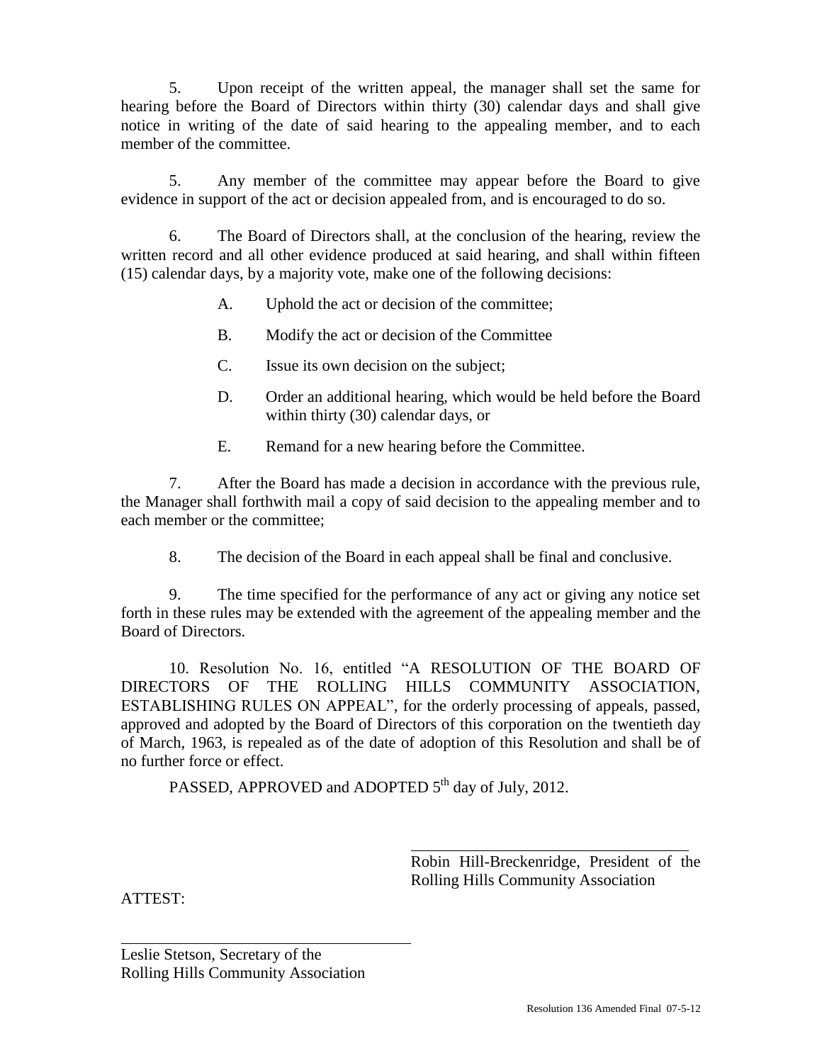5. Upon receipt of the written appeal, the manager shall set the same for hearing before the Board of Directors within thirty (30) calendar days and shall give notice in writing of the date of said hearing to the appealing member, and to each member of the committee.

5. Any member of the committee may appear before the Board to give evidence in support of the act or decision appealed from, and is encouraged to do so.

6. The Board of Directors shall, at the conclusion of the hearing, review the written record and all other evidence produced at said hearing, and shall within fifteen (15) calendar days, by a majority vote, make one of the following decisions:

A. Uphold the act or decision of the committee;

B. Modify the act or decision of the Committee

C. Issue its own decision on the subject;

D. Order an additional hearing, which would be held before the Board within thirty (30) calendar days, or

E. Remand for a new hearing before the Committee.

7. After the Board has made a decision in accordance with the previous rule, the Manager shall forthwith mail a copy of said decision to the appealing member and to each member or the committee;

8. The decision of the Board in each appeal shall be final and conclusive.

9. The time specified for the performance of any act or giving any notice set forth in these rules may be extended with the agreement of the appealing member and the Board of Directors.

10. Resolution No. 16, entitled "A RESOLUTION OF THE BOARD OF DIRECTORS OF THE ROLLING HILLS COMMUNITY ASSOCIATION, ESTABLISHING RULES ON APPEAL", for the orderly processing of appeals, passed, approved and adopted by the Board of Directors of this corporation on the twentieth day of March, 1963, is repealed as of the date of adoption of this Resolution and shall be of no further force or effect.

PASSED, APPROVED and ADOPTED 5th day of July, 2012.

\_\_\_\_\_\_\_\_\_\_\_\_\_\_\_\_\_\_\_\_\_\_\_\_\_\_\_\_\_\_\_\_\_\_\_\_
Robin Hill-Breckenridge, President of the Rolling Hills Community Association

ATTEST:

\_\_\_\_\_\_\_\_\_\_\_\_\_\_\_\_\_\_\_\_\_\_\_\_\_\_\_\_\_\_\_\_\_\_\_\_
Leslie Stetson, Secretary of the
Rolling Hills Community Association

Resolution 136 Amended Final 07-5-12